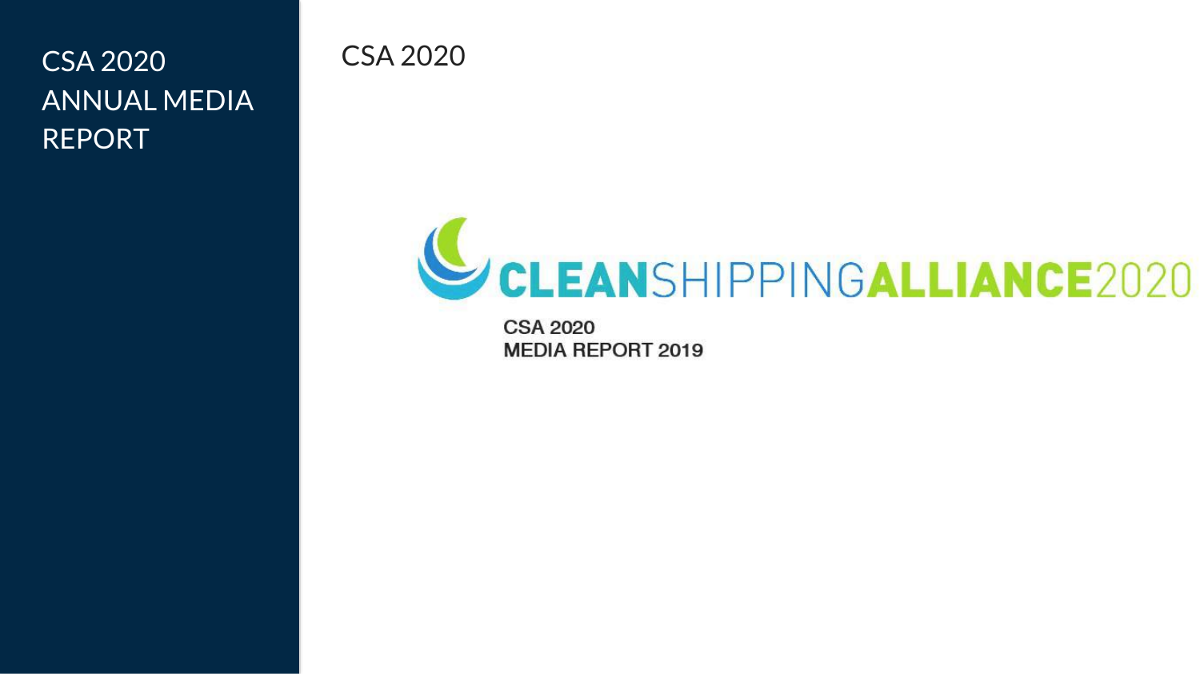# CSA 2020 ANNUAL MEDIA REPORT

CSA 2020

CLEANSHIPPINGALLIANCE2020

**CSA 2020**
**MEDIA REPORT 2019**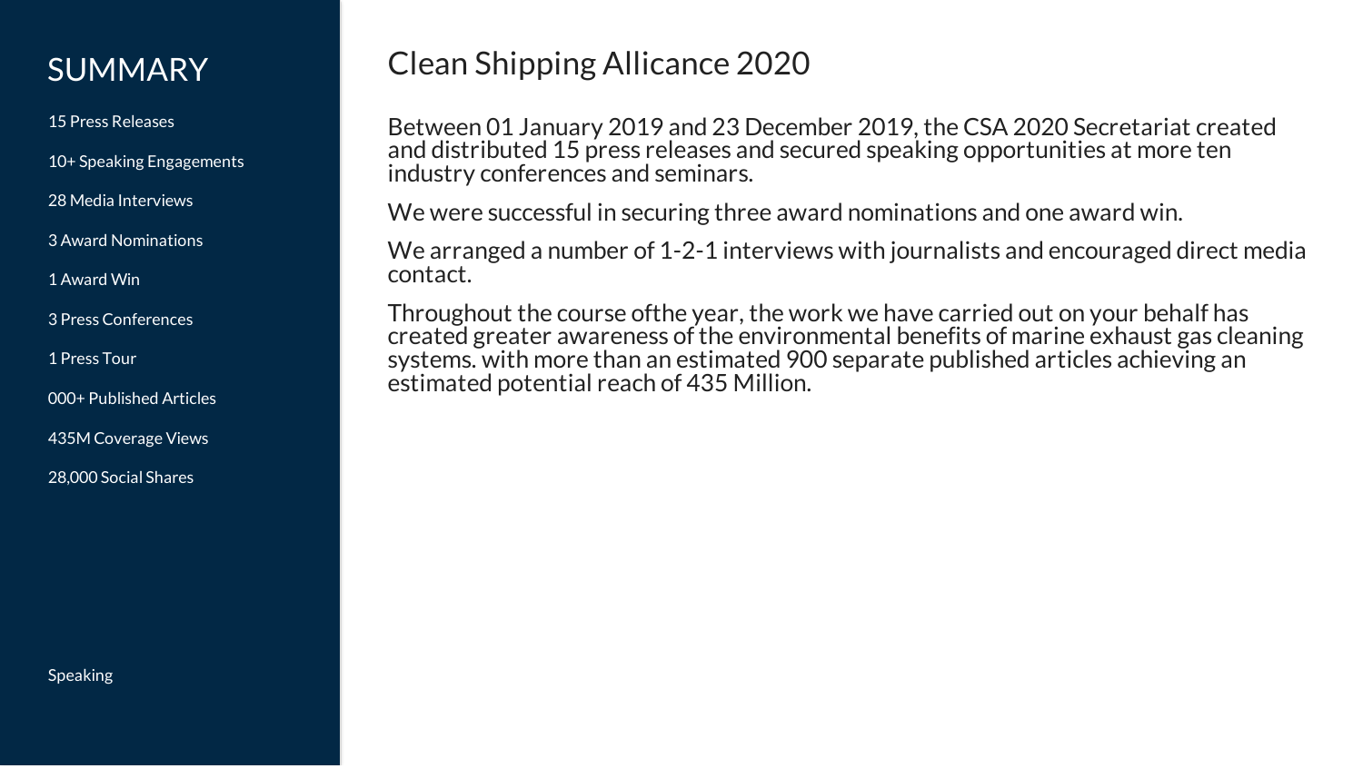# SUMMARY

- 15 Press Releases
- 10+ Speaking Engagements
- 28 Media Interviews
- 3 Award Nominations
- 1 Award Win
- 3 Press Conferences
- 1 Press Tour
- 000+ Published Articles
- 435M Coverage Views
- 28,000 Social Shares

Speaking

## Clean Shipping Allicance 2020

Between 01 January 2019 and 23 December 2019, the CSA 2020 Secretariat created and distributed 15 press releases and secured speaking opportunities at more ten industry conferences and seminars.

We were successful in securing three award nominations and one award win.

We arranged a number of 1-2-1 interviews with journalists and encouraged direct media contact.

Throughout the course ofthe year, the work we have carried out on your behalf has created greater awareness of the environmental benefits of marine exhaust gas cleaning systems. with more than an estimated 900 separate published articles achieving an estimated potential reach of 435 Million.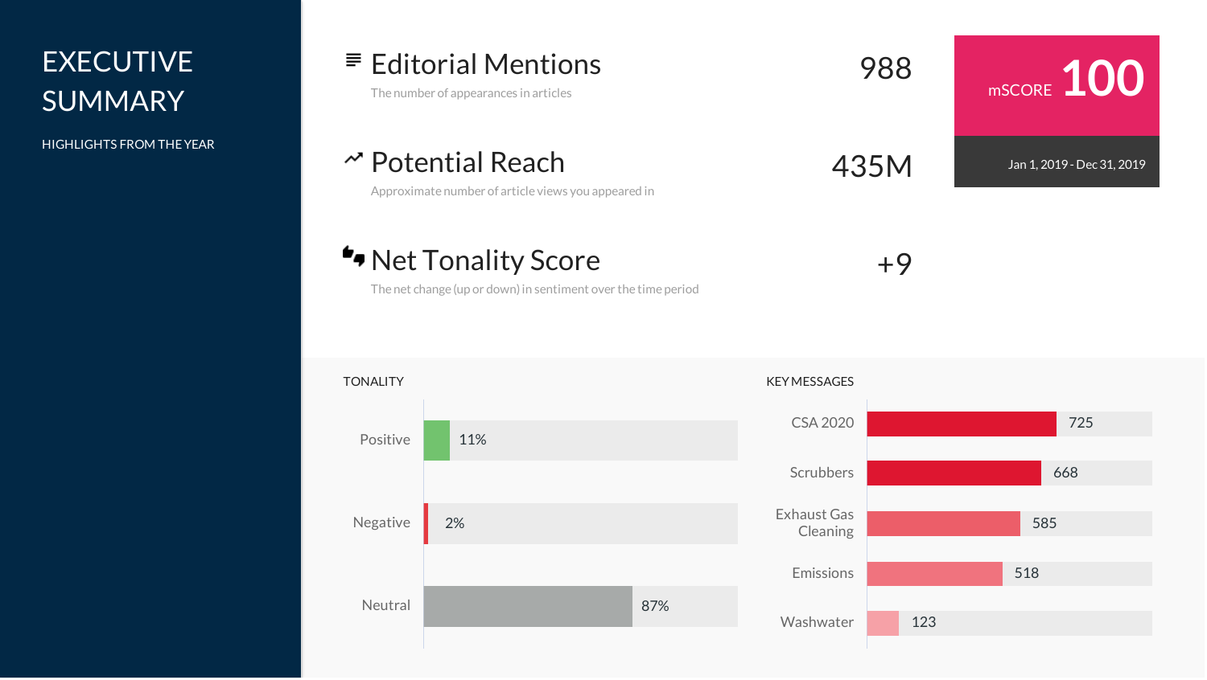# EXECUTIVE SUMMARY

HIGHLIGHTS FROM THE YEAR

## Editorial Mentions

The number of appearances in articles

988

## Potential Reach

Approximate number of article views you appeared in

435M

## Net Tonality Score

The net change (up or down) in sentiment over the time period

+9

mSCORE **100**

Jan 1, 2019 - Dec 31, 2019

### TONALITY

| Tonality | Share |
| --- | --- |
| Positive | 11% |
| Negative | 2% |
| Neutral | 87% |

### KEY MESSAGES

| Key Message | Count |
| --- | --- |
| CSA 2020 | 725 |
| Scrubbers | 668 |
| Exhaust Gas Cleaning | 585 |
| Emissions | 518 |
| Washwater | 123 |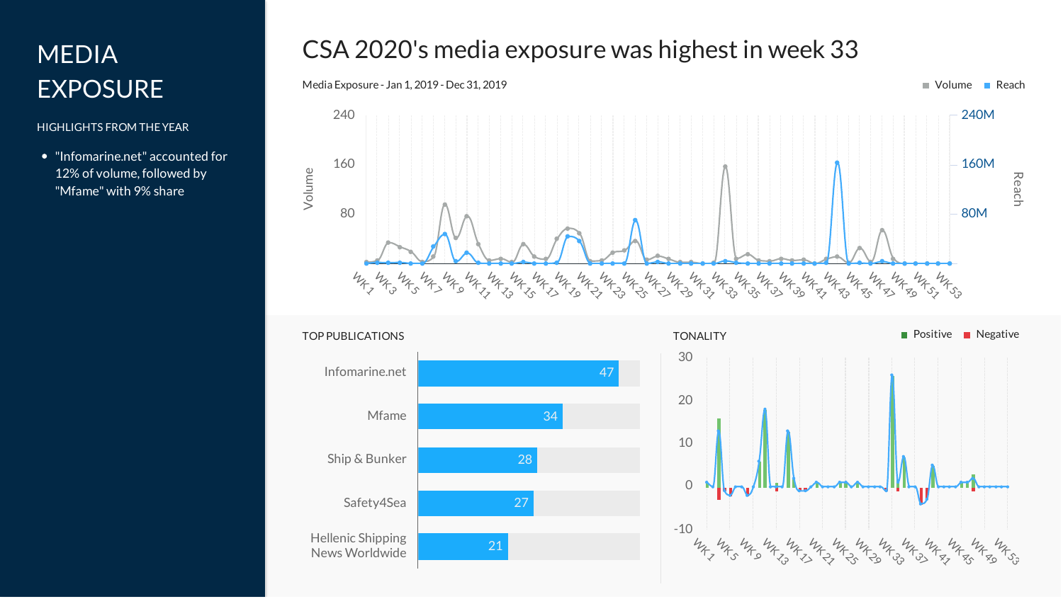# MEDIA EXPOSURE

HIGHLIGHTS FROM THE YEAR

- "Infomarine.net" accounted for 12% of volume, followed by "Mfame" with 9% share

## CSA 2020's media exposure was highest in week 33

Media Exposure - Jan 1, 2019 - Dec 31, 2019

Volume   Reach

### TOP PUBLICATIONS

| Publication | Count |
|---|---|
| Infomarine.net | 47 |
| Mfame | 34 |
| Ship & Bunker | 28 |
| Safety4Sea | 27 |
| Hellenic Shipping News Worldwide | 21 |

### TONALITY

Positive   Negative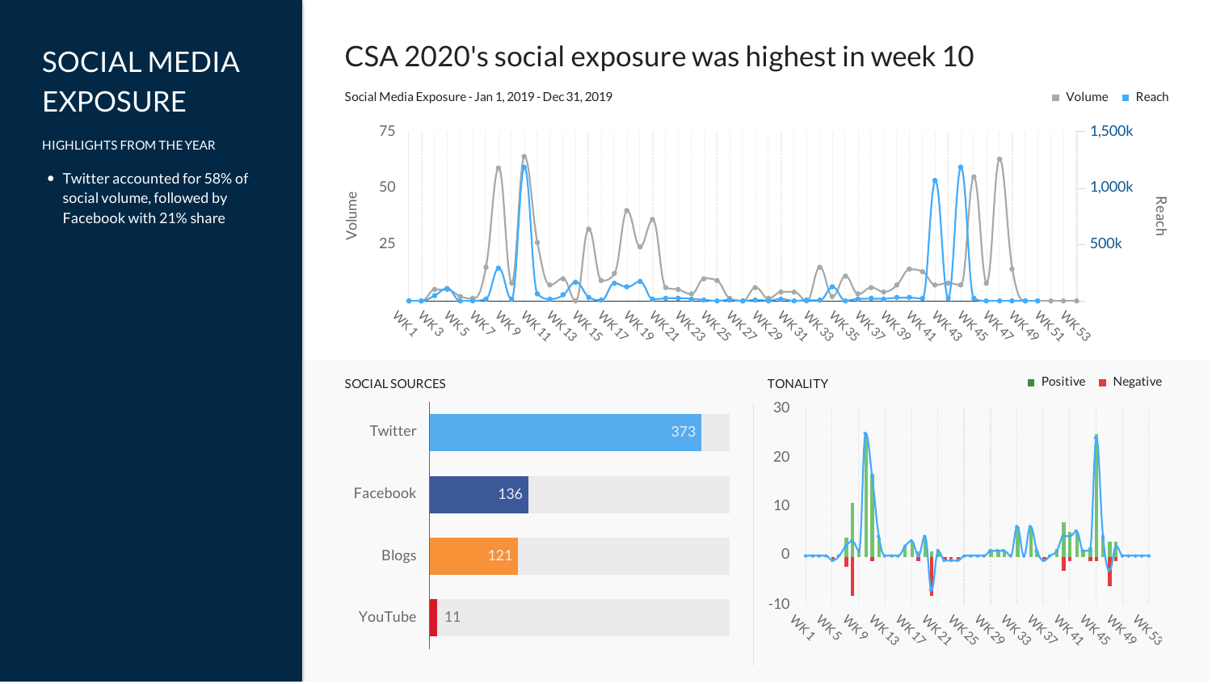# SOCIAL MEDIA EXPOSURE

HIGHLIGHTS FROM THE YEAR

- Twitter accounted for 58% of social volume, followed by Facebook with 21% share

## CSA 2020's social exposure was highest in week 10

Social Media Exposure - Jan 1, 2019 - Dec 31, 2019

Volume / Reach

### SOCIAL SOURCES

| Source | Count |
| --- | --- |
| Twitter | 373 |
| Facebook | 136 |
| Blogs | 121 |
| YouTube | 11 |

### TONALITY

Positive / Negative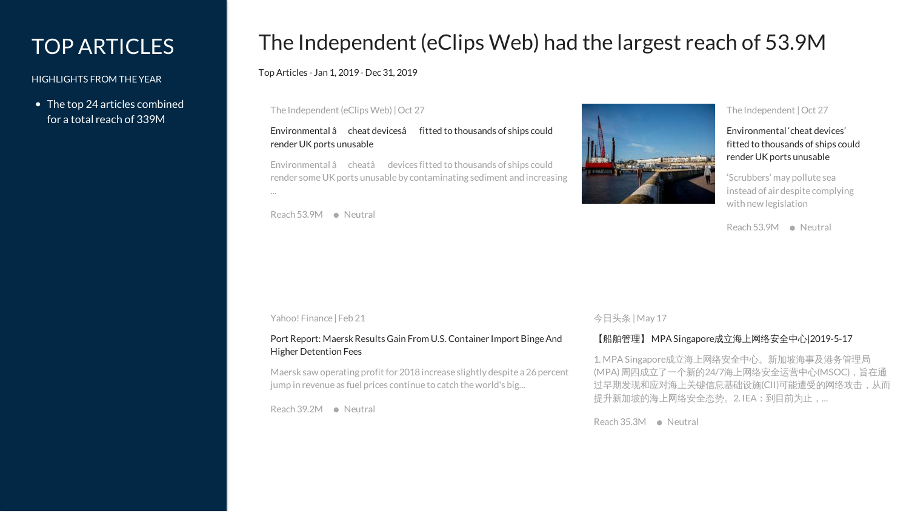# TOP ARTICLES

HIGHLIGHTS FROM THE YEAR

- The top 24 articles combined for a total reach of 339M

# The Independent (eClips Web) had the largest reach of 53.9M

Top Articles - Jan 1, 2019 - Dec 31, 2019

The Independent (eClips Web) | Oct 27

**Environmental â cheat devicesâ fitted to thousands of ships could render UK ports unusable**

Environmental â cheatâ devices fitted to thousands of ships could render some UK ports unusable by contaminating sediment and increasing ...

Reach 53.9M ● Neutral

The Independent | Oct 27

**Environmental 'cheat devices' fitted to thousands of ships could render UK ports unusable**

'Scrubbers' may pollute sea instead of air despite complying with new legislation

Reach 53.9M ● Neutral

Yahoo! Finance | Feb 21

**Port Report: Maersk Results Gain From U.S. Container Import Binge And Higher Detention Fees**

Maersk saw operating profit for 2018 increase slightly despite a 26 percent jump in revenue as fuel prices continue to catch the world's big...

Reach 39.2M ● Neutral

今日头条 | May 17

**【船舶管理】 MPA Singapore成立海上网络安全中心|2019-5-17**

1. MPA Singapore成立海上网络安全中心。新加坡海事及港务管理局(MPA) 周四成立了一个新的24/7海上网络安全运营中心(MSOC)，旨在通过早期发现和应对海上关键信息基础设施(CII)可能遭受的网络攻击，从而提升新加坡的海上网络安全态势。2. IEA：到目前为止，...

Reach 35.3M ● Neutral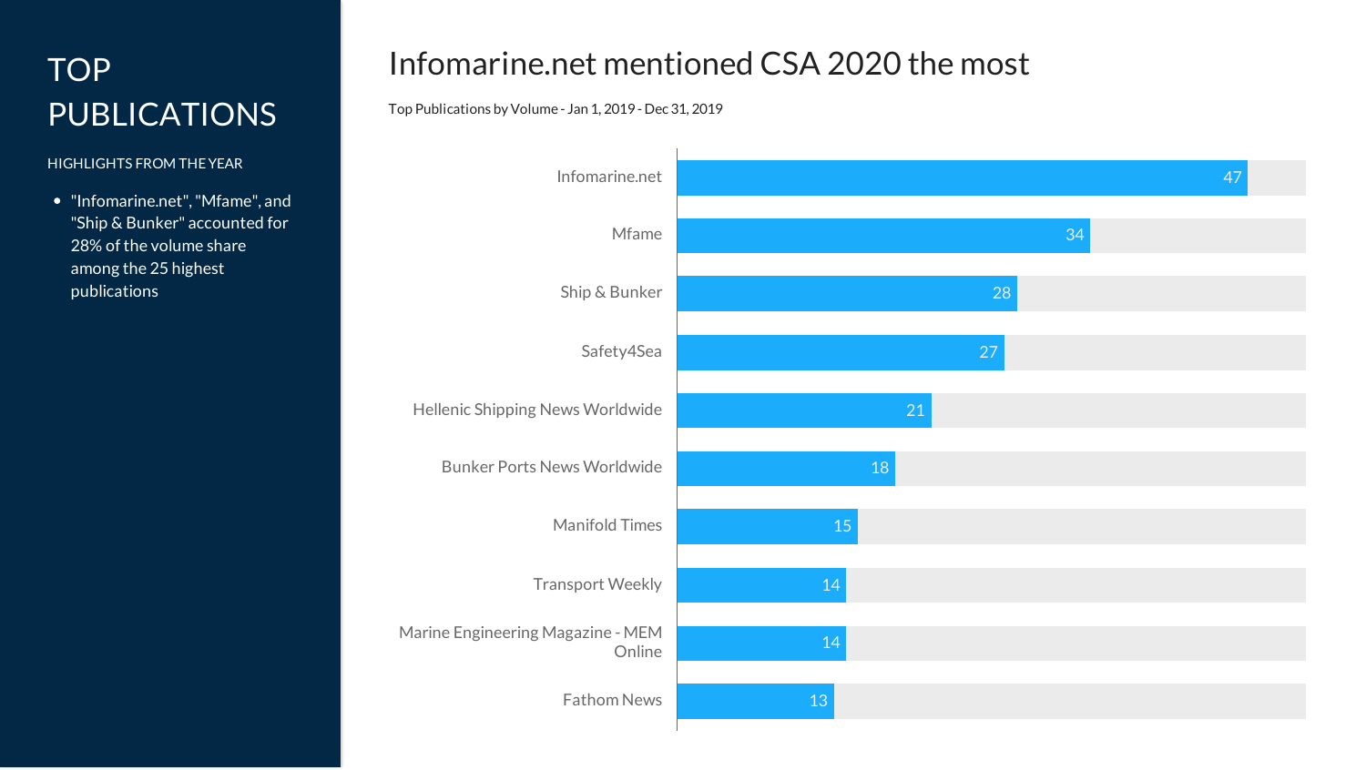# TOP PUBLICATIONS

HIGHLIGHTS FROM THE YEAR

- "Infomarine.net", "Mfame", and "Ship & Bunker" accounted for 28% of the volume share among the 25 highest publications

## Infomarine.net mentioned CSA 2020 the most

Top Publications by Volume - Jan 1, 2019 - Dec 31, 2019

| Publication | Volume |
| --- | --- |
| Infomarine.net | 47 |
| Mfame | 34 |
| Ship & Bunker | 28 |
| Safety4Sea | 27 |
| Hellenic Shipping News Worldwide | 21 |
| Bunker Ports News Worldwide | 18 |
| Manifold Times | 15 |
| Transport Weekly | 14 |
| Marine Engineering Magazine - MEM Online | 14 |
| Fathom News | 13 |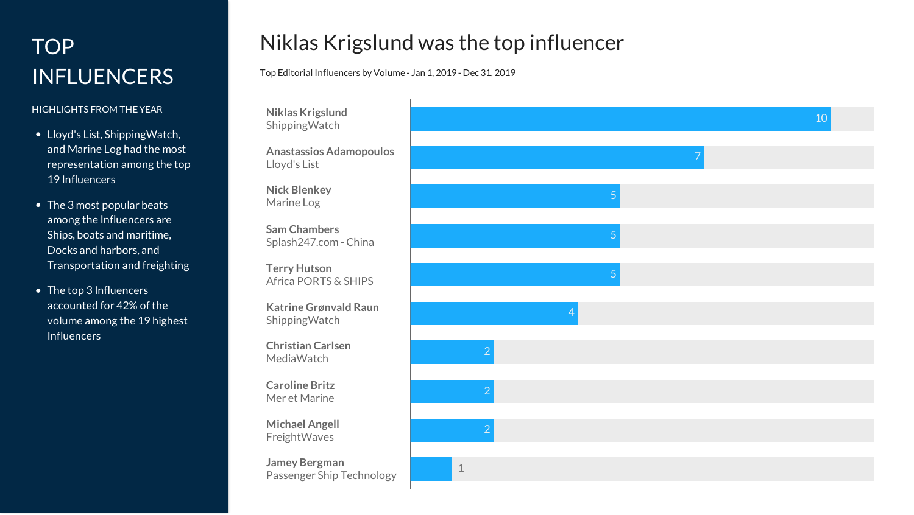# TOP INFLUENCERS

HIGHLIGHTS FROM THE YEAR

- Lloyd's List, ShippingWatch, and Marine Log had the most representation among the top 19 Influencers
- The 3 most popular beats among the Influencers are Ships, boats and maritime, Docks and harbors, and Transportation and freighting
- The top 3 Influencers accounted for 42% of the volume among the 19 highest Influencers

## Niklas Krigslund was the top influencer

Top Editorial Influencers by Volume - Jan 1, 2019 - Dec 31, 2019

| Influencer | Outlet | Volume |
|---|---|---|
| Niklas Krigslund | ShippingWatch | 10 |
| Anastassios Adamopoulos | Lloyd's List | 7 |
| Nick Blenkey | Marine Log | 5 |
| Sam Chambers | Splash247.com - China | 5 |
| Terry Hutson | Africa PORTS & SHIPS | 5 |
| Katrine Grønvald Raun | ShippingWatch | 4 |
| Christian Carlsen | MediaWatch | 2 |
| Caroline Britz | Mer et Marine | 2 |
| Michael Angell | FreightWaves | 2 |
| Jamey Bergman | Passenger Ship Technology | 1 |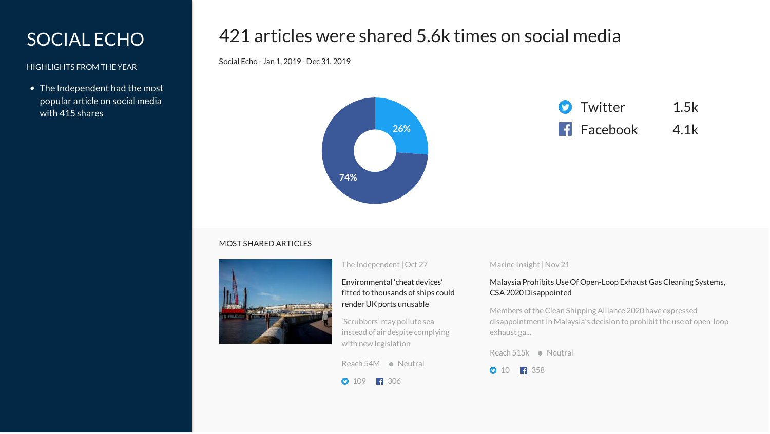# SOCIAL ECHO

HIGHLIGHTS FROM THE YEAR

- The Independent had the most popular article on social media with 415 shares

# 421 articles were shared 5.6k times on social media

Social Echo - Jan 1, 2019 - Dec 31, 2019

26%

74%

| | |
|---|---|
| Twitter | 1.5k |
| Facebook | 4.1k |

## MOST SHARED ARTICLES

The Independent | Oct 27

Environmental 'cheat devices' fitted to thousands of ships could render UK ports unusable

'Scrubbers' may pollute sea instead of air despite complying with new legislation

Reach 54M ● Neutral

Twitter 109 Facebook 306

Marine Insight | Nov 21

Malaysia Prohibits Use Of Open-Loop Exhaust Gas Cleaning Systems, CSA 2020 Disappointed

Members of the Clean Shipping Alliance 2020 have expressed disappointment in Malaysia's decision to prohibit the use of open-loop exhaust ga...

Reach 515k ● Neutral

Twitter 10 Facebook 358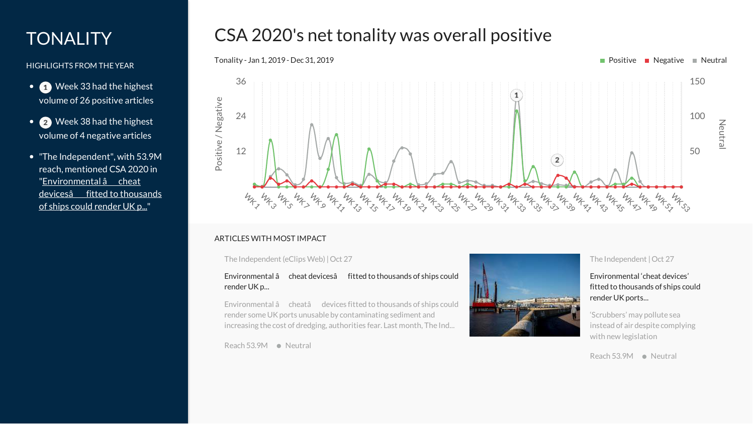# TONALITY

HIGHLIGHTS FROM THE YEAR

- (1) Week 33 had the highest volume of 26 positive articles
- (2) Week 38 had the highest volume of 4 negative articles
- "The Independent", with 53.9M reach, mentioned CSA 2020 in "Environmental â cheat devicesâ fitted to thousands of ships could render UK p..."

## CSA 2020's net tonality was overall positive

Tonality - Jan 1, 2019 - Dec 31, 2019

Positive | Negative | Neutral

### ARTICLES WITH MOST IMPACT

The Independent (eClips Web) | Oct 27

Environmental â cheat devicesâ fitted to thousands of ships could render UK p...

Environmental â cheatâ devices fitted to thousands of ships could render some UK ports unusable by contaminating sediment and increasing the cost of dredging, authorities fear. Last month, The Ind...

Reach 53.9M ● Neutral

The Independent | Oct 27

Environmental 'cheat devices' fitted to thousands of ships could render UK ports...

'Scrubbers' may pollute sea instead of air despite complying with new legislation

Reach 53.9M ● Neutral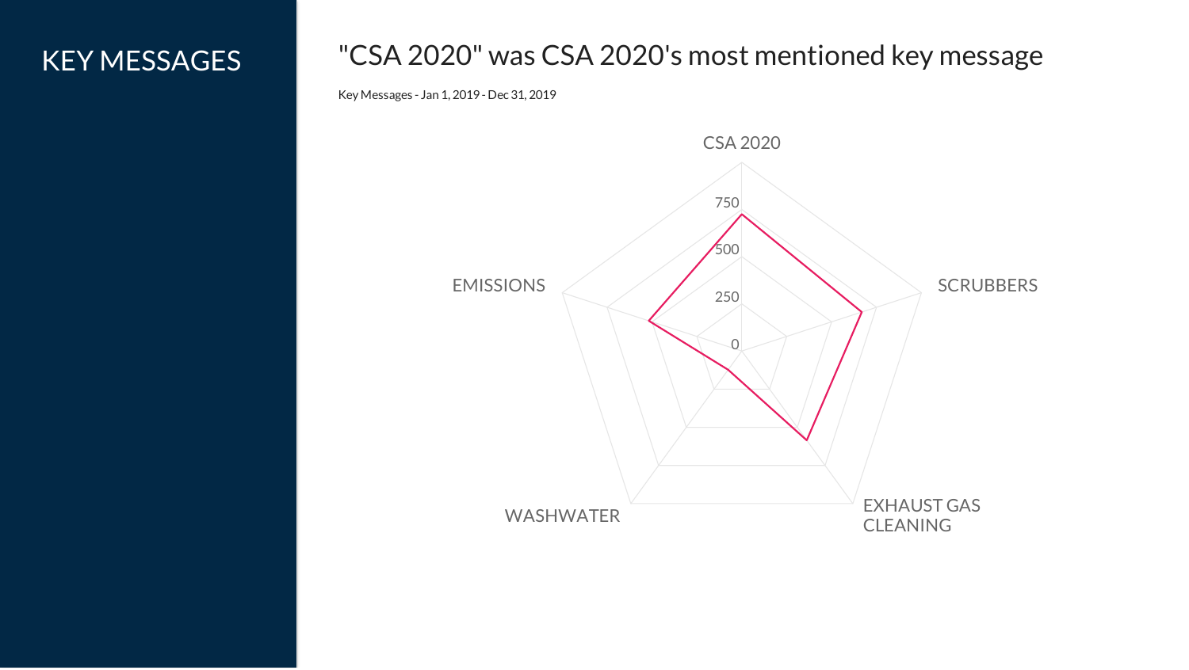# KEY MESSAGES

## "CSA 2020" was CSA 2020's most mentioned key message

Key Messages - Jan 1, 2019 - Dec 31, 2019

CSA 2020

750

500

250

0

SCRUBBERS

EXHAUST GAS CLEANING

WASHWATER

EMISSIONS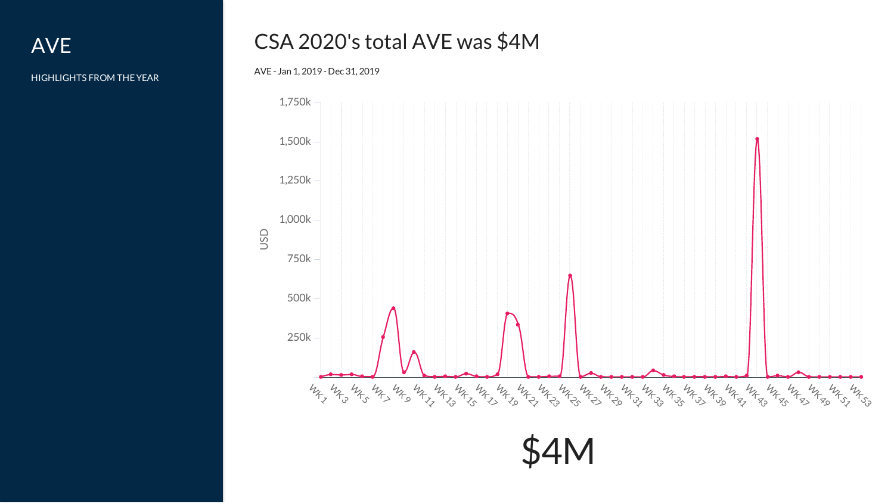# AVE

HIGHLIGHTS FROM THE YEAR

## CSA 2020's total AVE was $4M

AVE - Jan 1, 2019 - Dec 31, 2019

$4M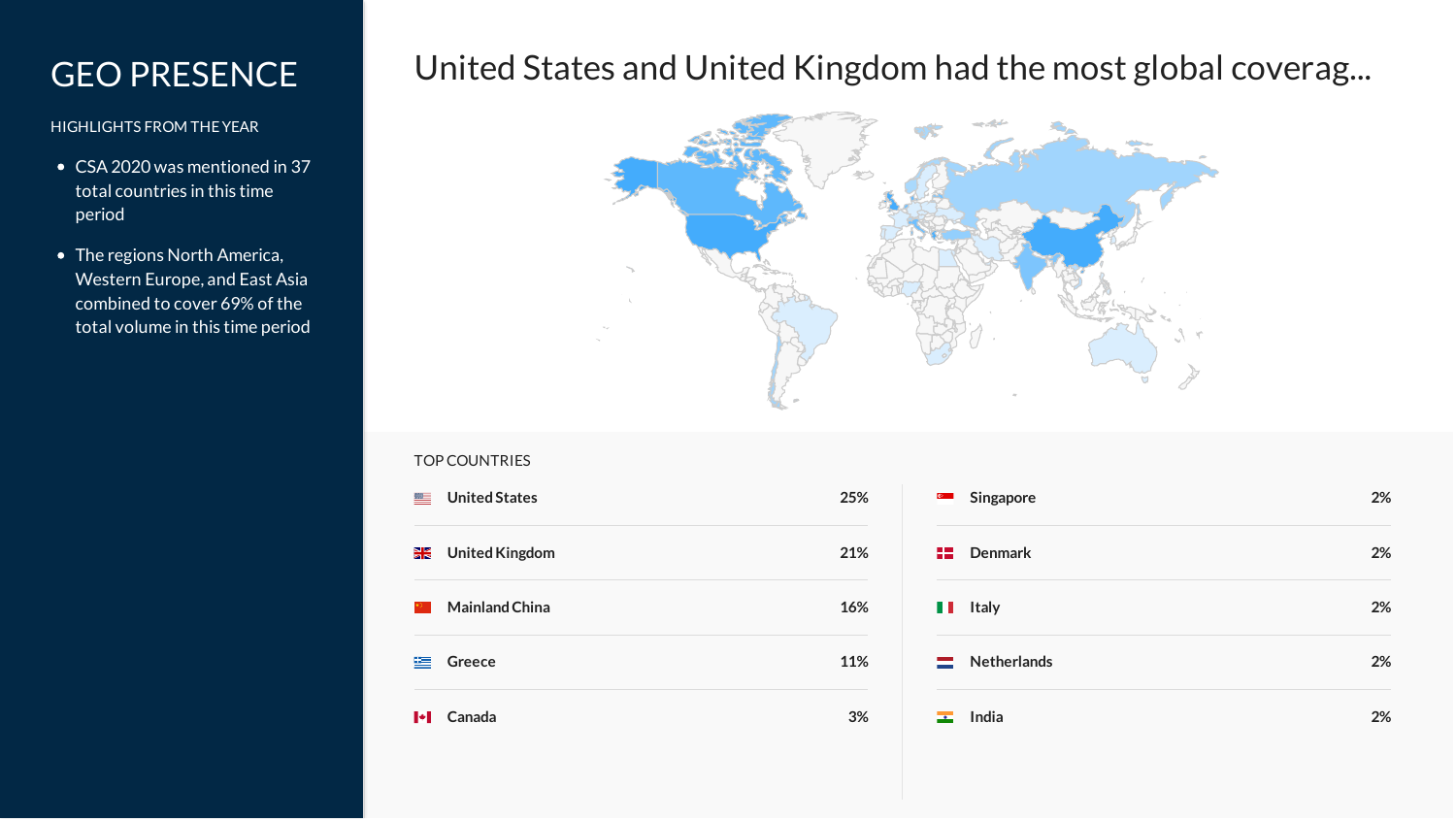# GEO PRESENCE

HIGHLIGHTS FROM THE YEAR

- CSA 2020 was mentioned in 37 total countries in this time period
- The regions North America, Western Europe, and East Asia combined to cover 69% of the total volume in this time period

## United States and United Kingdom had the most global coverag...

TOP COUNTRIES

| Country | Share |
|---|---|
| United States | 25% |
| United Kingdom | 21% |
| Mainland China | 16% |
| Greece | 11% |
| Canada | 3% |
| Singapore | 2% |
| Denmark | 2% |
| Italy | 2% |
| Netherlands | 2% |
| India | 2% |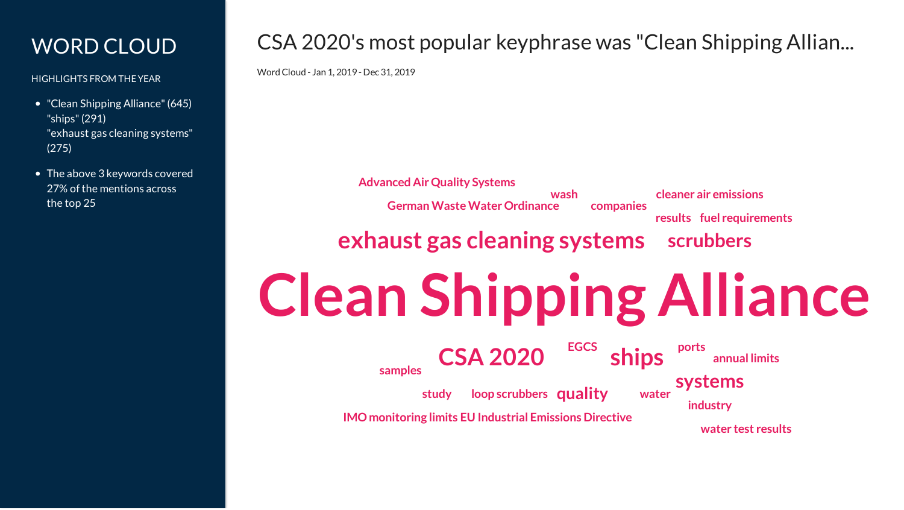# WORD CLOUD

HIGHLIGHTS FROM THE YEAR

- "Clean Shipping Alliance" (645)
  "ships" (291)
  "exhaust gas cleaning systems" (275)
- The above 3 keywords covered 27% of the mentions across the top 25

## CSA 2020's most popular keyphrase was "Clean Shipping Allian...

Word Cloud - Jan 1, 2019 - Dec 31, 2019

Advanced Air Quality Systems
wash
cleaner air emissions
German Waste Water Ordinance
companies
results
fuel requirements
exhaust gas cleaning systems
scrubbers
Clean Shipping Alliance
CSA 2020
EGCS
ships
ports
annual limits
samples
systems
study
loop scrubbers
quality
water
industry
IMO monitoring limits
EU Industrial Emissions Directive
water test results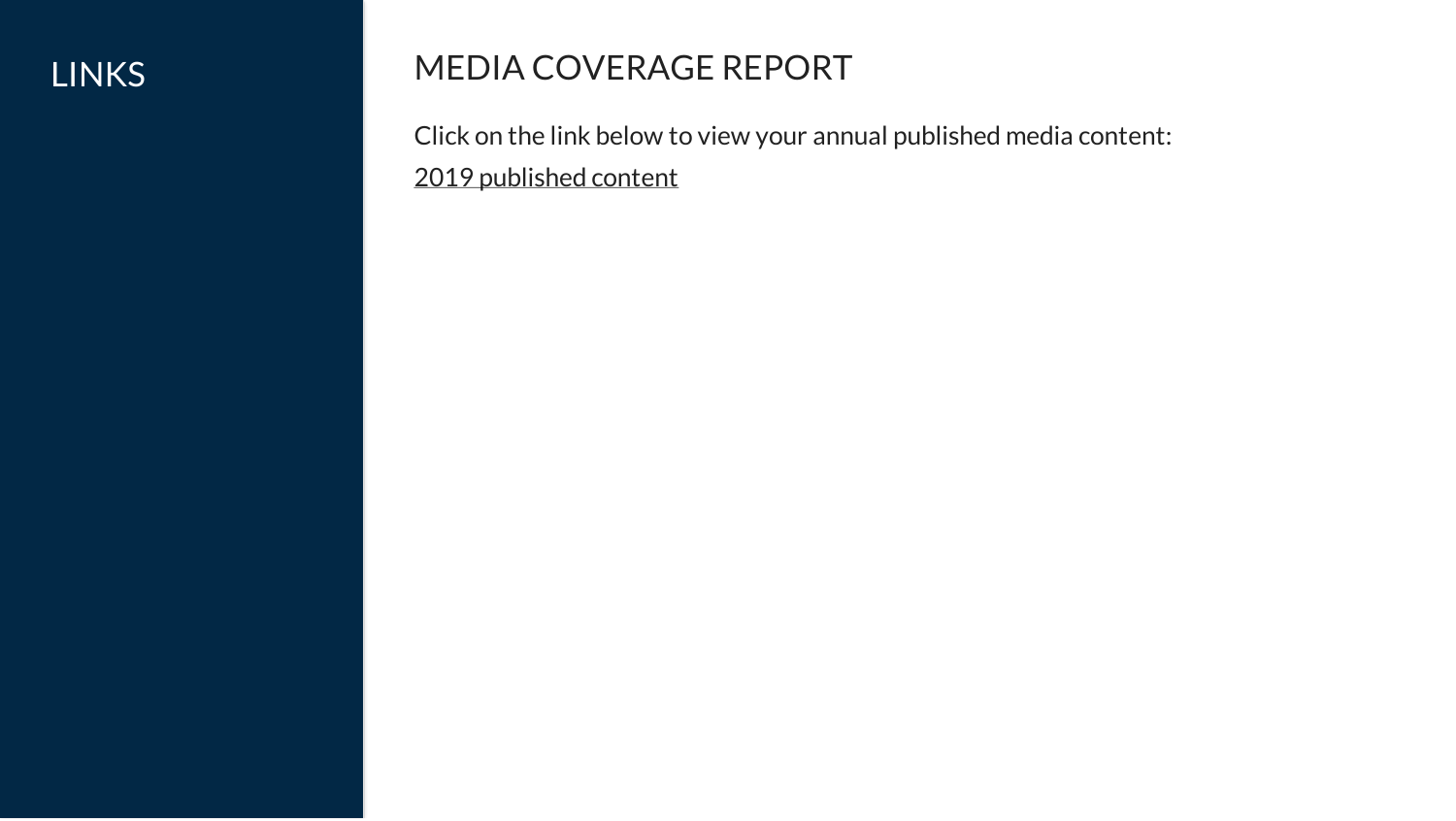## LINKS

# MEDIA COVERAGE REPORT

Click on the link below to view your annual published media content:

2019 published content